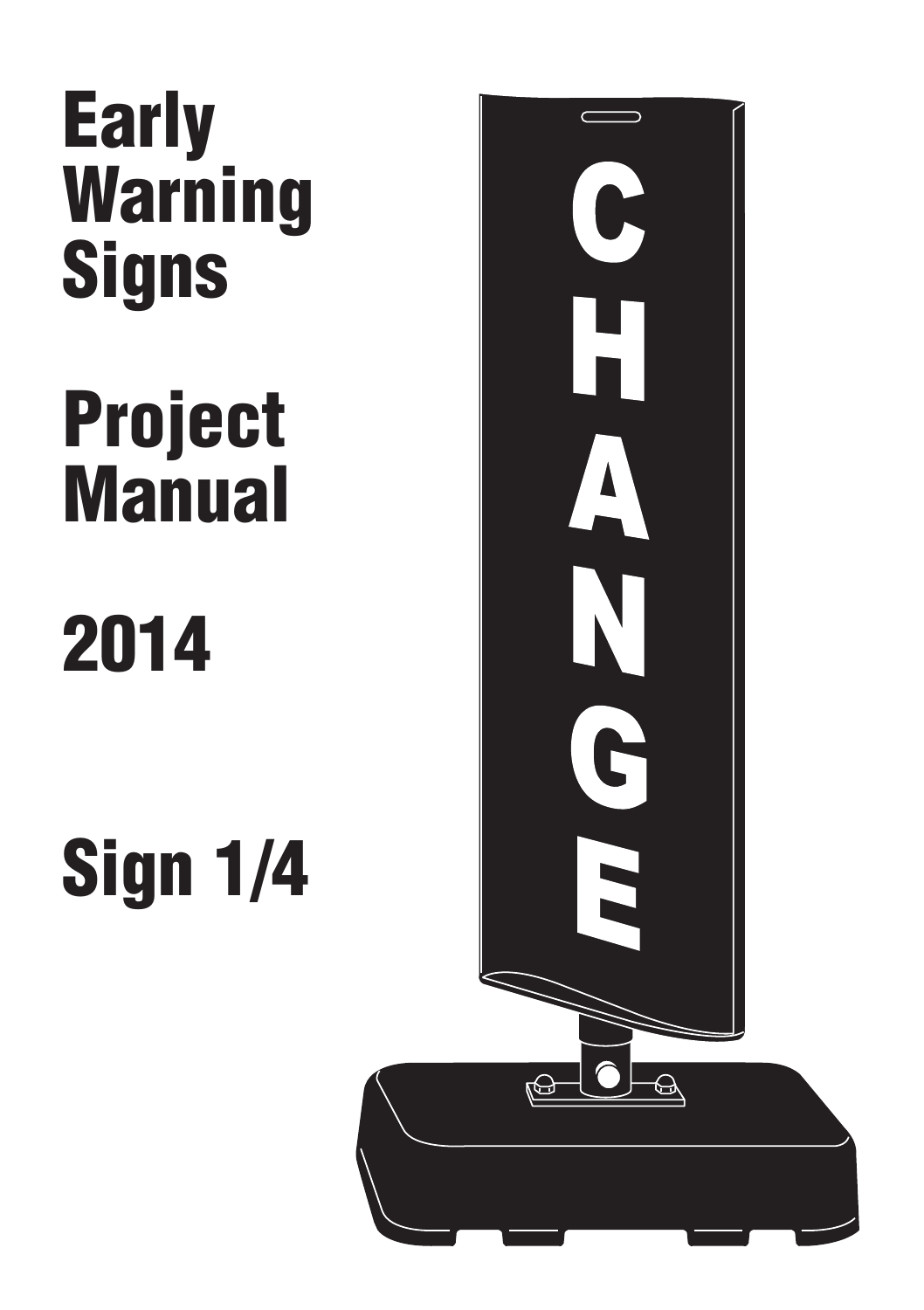# Early Warning Signs

# Project Manual

# 2014

# Sign 1/4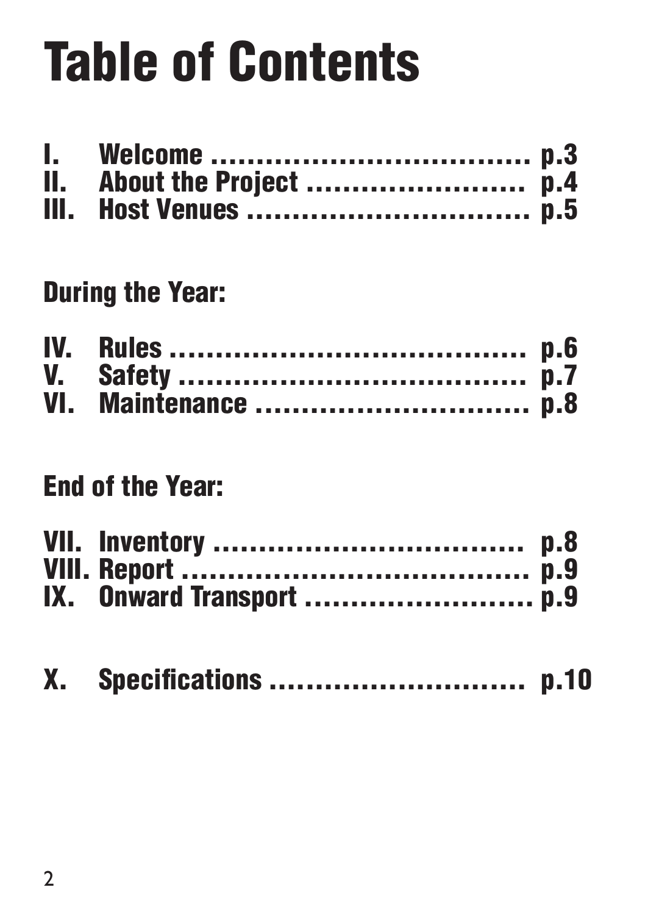# Table of Contents

I. Welcome .................................... p.3
II. About the Project ........................ p.4
III. Host Venues .............................. p.5

**During the Year:**

IV. Rules ....................................... p.6
V. Safety ...................................... p.7
VI. Maintenance .............................. p.8

**End of the Year:**

VII. Inventory ................................. p.8
VIII. Report ..................................... p.9
IX. Onward Transport ....................... p.9

X. Specifications ............................ p.10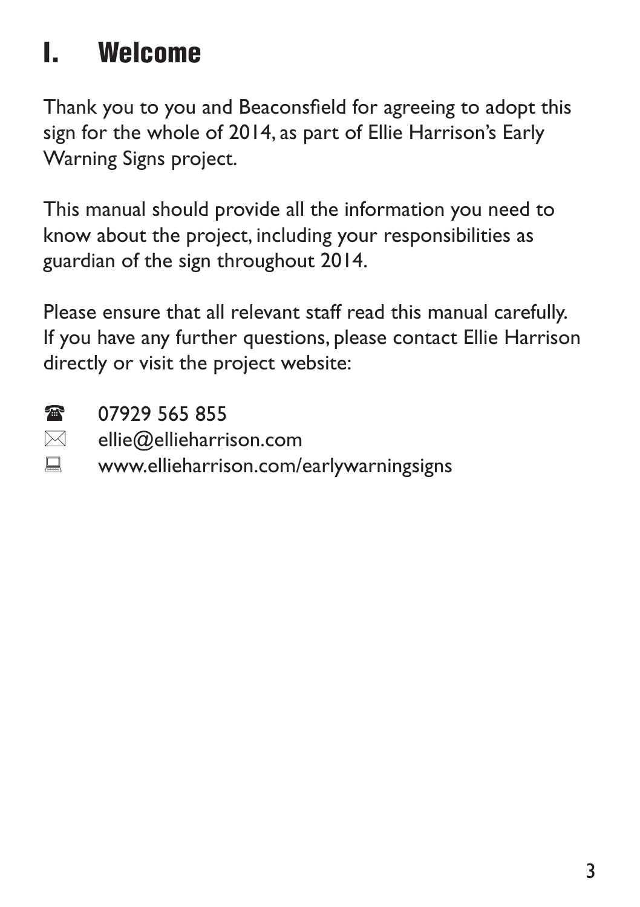# I. Welcome

Thank you to you and Beaconsfield for agreeing to adopt this sign for the whole of 2014, as part of Ellie Harrison's Early Warning Signs project.

This manual should provide all the information you need to know about the project, including your responsibilities as guardian of the sign throughout 2014.

Please ensure that all relevant staff read this manual carefully. If you have any further questions, please contact Ellie Harrison directly or visit the project website:

☎ 07929 565 855
✉ ellie@ellieharrison.com
💻 www.ellieharrison.com/earlywarningsigns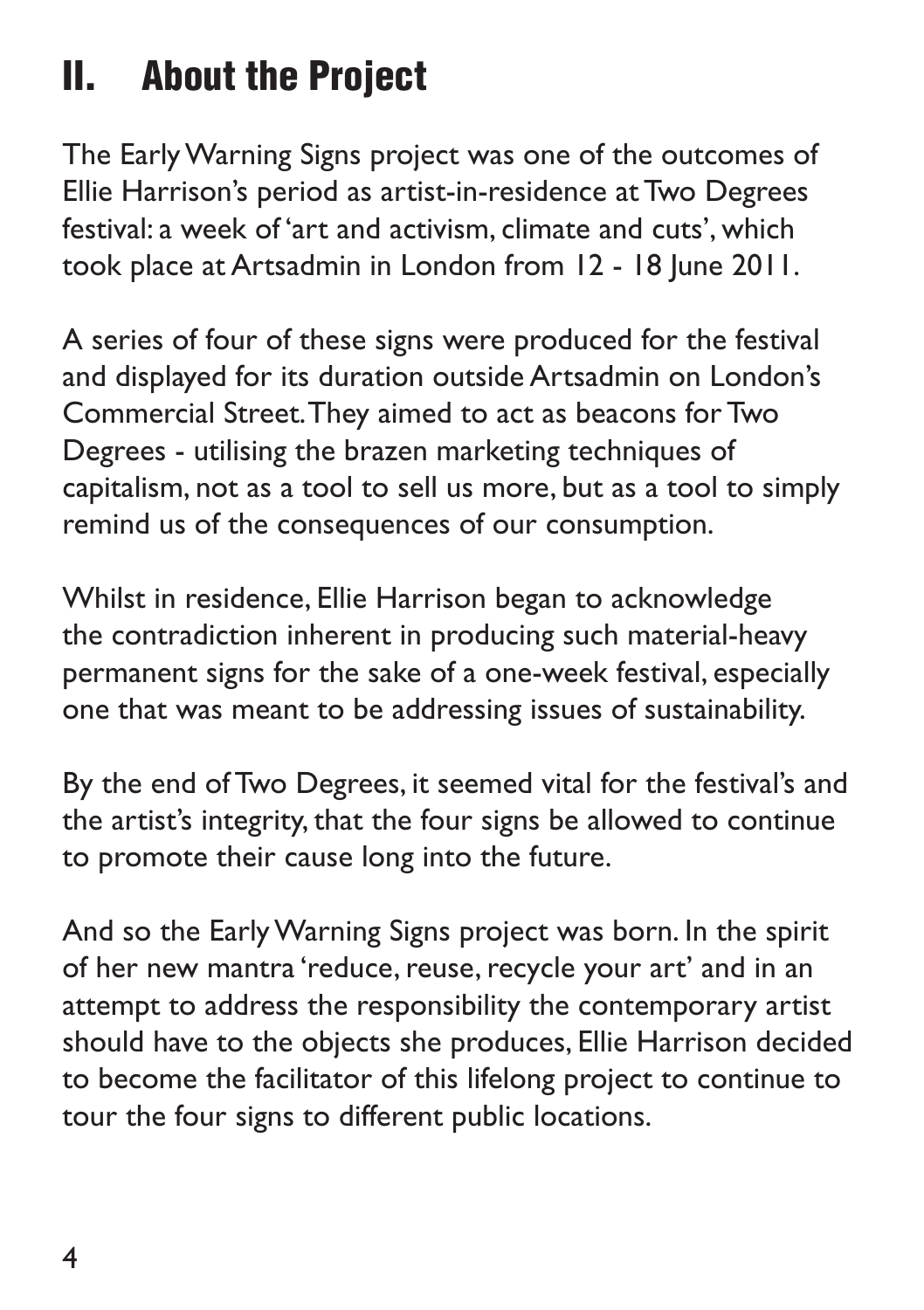## II. About the Project

The Early Warning Signs project was one of the outcomes of Ellie Harrison's period as artist-in-residence at Two Degrees festival: a week of 'art and activism, climate and cuts', which took place at Artsadmin in London from 12 - 18 June 2011.

A series of four of these signs were produced for the festival and displayed for its duration outside Artsadmin on London's Commercial Street. They aimed to act as beacons for Two Degrees - utilising the brazen marketing techniques of capitalism, not as a tool to sell us more, but as a tool to simply remind us of the consequences of our consumption.

Whilst in residence, Ellie Harrison began to acknowledge the contradiction inherent in producing such material-heavy permanent signs for the sake of a one-week festival, especially one that was meant to be addressing issues of sustainability.

By the end of Two Degrees, it seemed vital for the festival's and the artist's integrity, that the four signs be allowed to continue to promote their cause long into the future.

And so the Early Warning Signs project was born. In the spirit of her new mantra 'reduce, reuse, recycle your art' and in an attempt to address the responsibility the contemporary artist should have to the objects she produces, Ellie Harrison decided to become the facilitator of this lifelong project to continue to tour the four signs to different public locations.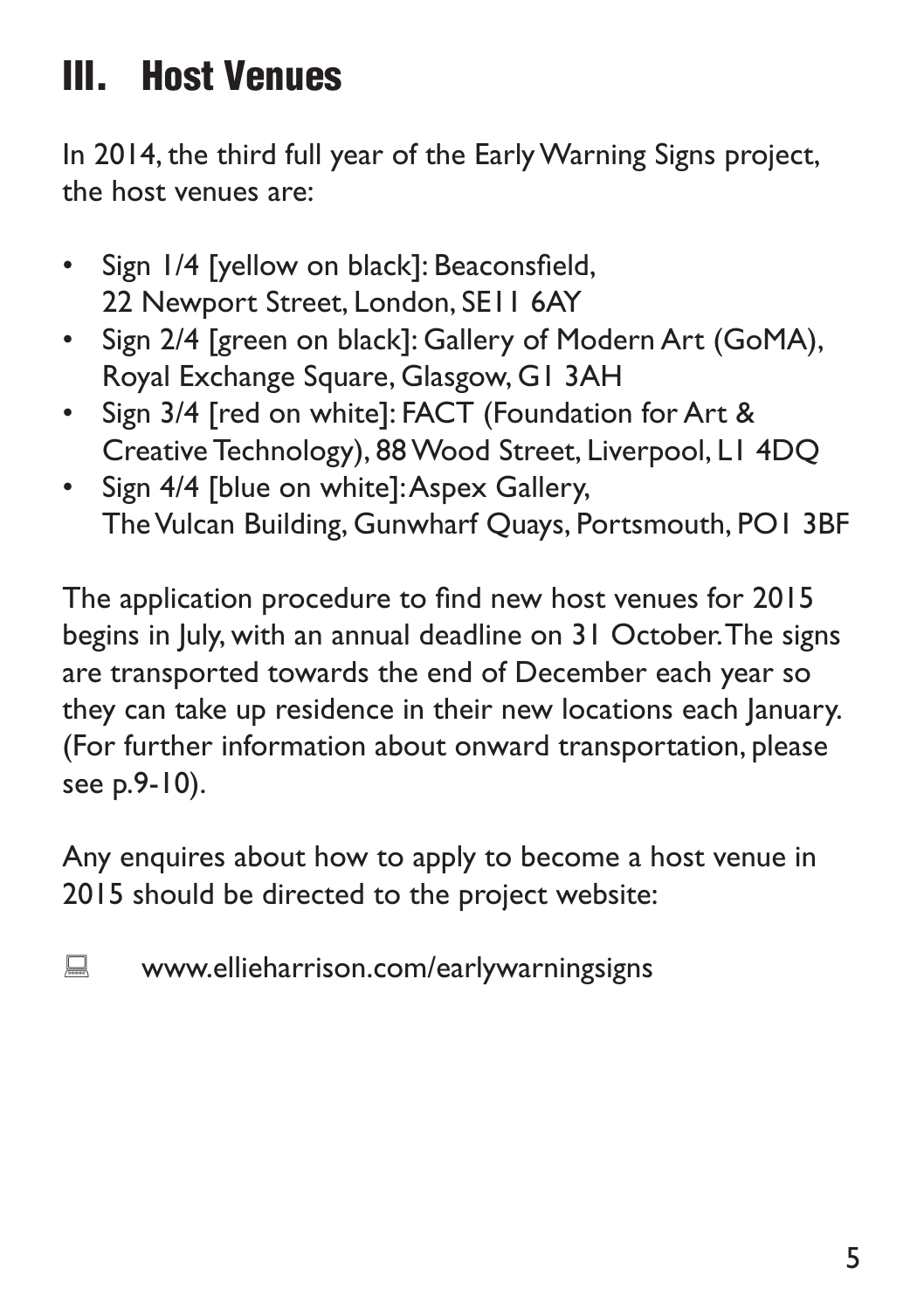# III. Host Venues

In 2014, the third full year of the Early Warning Signs project, the host venues are:

- Sign 1/4 [yellow on black]: Beaconsfield, 22 Newport Street, London, SE11 6AY
- Sign 2/4 [green on black]: Gallery of Modern Art (GoMA), Royal Exchange Square, Glasgow, G1 3AH
- Sign 3/4 [red on white]: FACT (Foundation for Art & Creative Technology), 88 Wood Street, Liverpool, L1 4DQ
- Sign 4/4 [blue on white]: Aspex Gallery, The Vulcan Building, Gunwharf Quays, Portsmouth, PO1 3BF

The application procedure to find new host venues for 2015 begins in July, with an annual deadline on 31 October. The signs are transported towards the end of December each year so they can take up residence in their new locations each January. (For further information about onward transportation, please see p.9-10).

Any enquires about how to apply to become a host venue in 2015 should be directed to the project website:

💻 www.ellieharrison.com/earlywarningsigns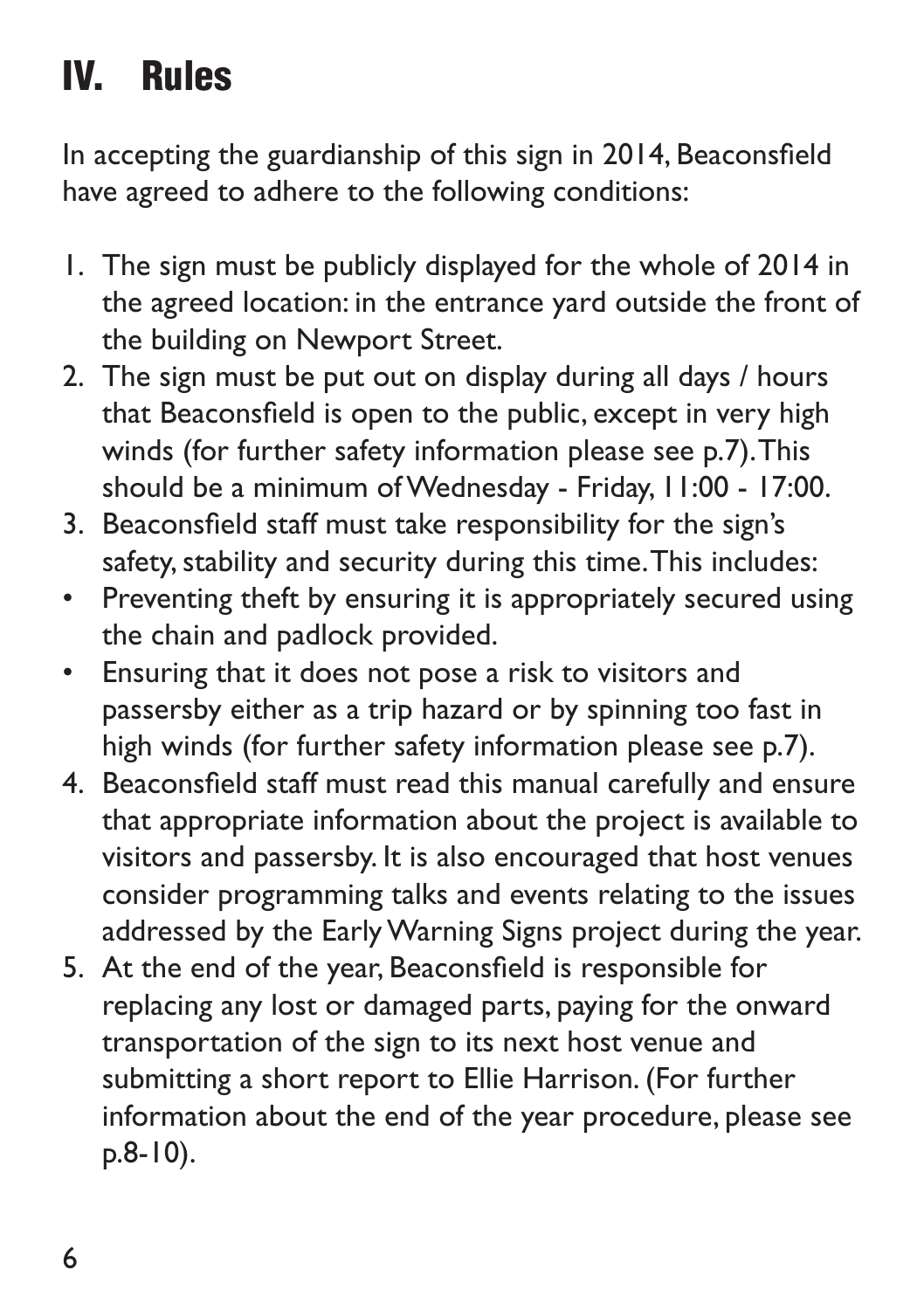# IV. Rules

In accepting the guardianship of this sign in 2014, Beaconsfield have agreed to adhere to the following conditions:

1. The sign must be publicly displayed for the whole of 2014 in the agreed location: in the entrance yard outside the front of the building on Newport Street.
2. The sign must be put out on display during all days / hours that Beaconsfield is open to the public, except in very high winds (for further safety information please see p.7). This should be a minimum of Wednesday - Friday, 11:00 - 17:00.
3. Beaconsfield staff must take responsibility for the sign's safety, stability and security during this time. This includes:
   - Preventing theft by ensuring it is appropriately secured using the chain and padlock provided.
   - Ensuring that it does not pose a risk to visitors and passersby either as a trip hazard or by spinning too fast in high winds (for further safety information please see p.7).
4. Beaconsfield staff must read this manual carefully and ensure that appropriate information about the project is available to visitors and passersby. It is also encouraged that host venues consider programming talks and events relating to the issues addressed by the Early Warning Signs project during the year.
5. At the end of the year, Beaconsfield is responsible for replacing any lost or damaged parts, paying for the onward transportation of the sign to its next host venue and submitting a short report to Ellie Harrison. (For further information about the end of the year procedure, please see p.8-10).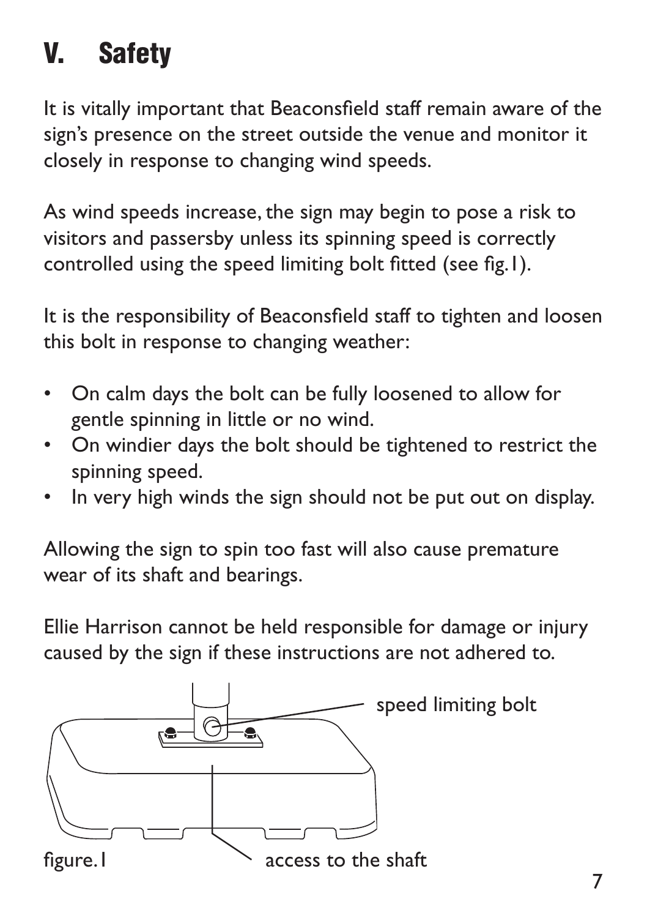# V. Safety

It is vitally important that Beaconsfield staff remain aware of the sign's presence on the street outside the venue and monitor it closely in response to changing wind speeds.

As wind speeds increase, the sign may begin to pose a risk to visitors and passersby unless its spinning speed is correctly controlled using the speed limiting bolt fitted (see fig.1).

It is the responsibility of Beaconsfield staff to tighten and loosen this bolt in response to changing weather:

- On calm days the bolt can be fully loosened to allow for gentle spinning in little or no wind.
- On windier days the bolt should be tightened to restrict the spinning speed.
- In very high winds the sign should not be put out on display.

Allowing the sign to spin too fast will also cause premature wear of its shaft and bearings.

Ellie Harrison cannot be held responsible for damage or injury caused by the sign if these instructions are not adhered to.

speed limiting bolt

figure.1

access to the shaft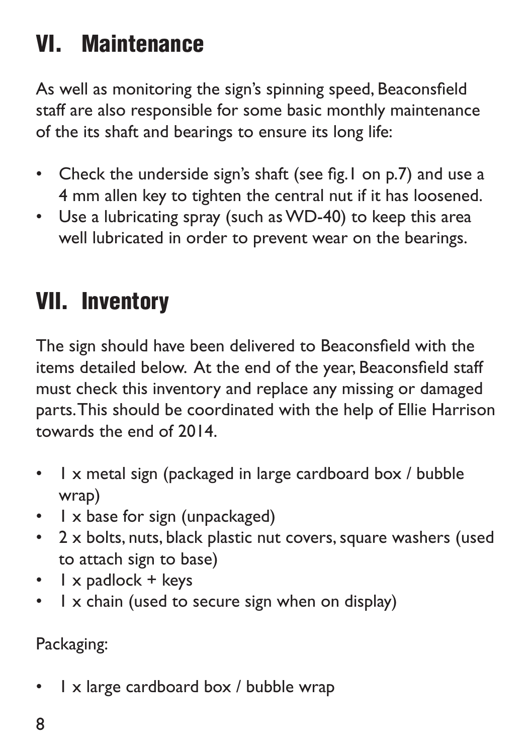## VI. Maintenance

As well as monitoring the sign's spinning speed, Beaconsfield staff are also responsible for some basic monthly maintenance of the its shaft and bearings to ensure its long life:

- Check the underside sign's shaft (see fig.1 on p.7) and use a 4 mm allen key to tighten the central nut if it has loosened.
- Use a lubricating spray (such as WD-40) to keep this area well lubricated in order to prevent wear on the bearings.

## VII. Inventory

The sign should have been delivered to Beaconsfield with the items detailed below. At the end of the year, Beaconsfield staff must check this inventory and replace any missing or damaged parts. This should be coordinated with the help of Ellie Harrison towards the end of 2014.

- 1 x metal sign (packaged in large cardboard box / bubble wrap)
- 1 x base for sign (unpackaged)
- 2 x bolts, nuts, black plastic nut covers, square washers (used to attach sign to base)
- 1 x padlock + keys
- 1 x chain (used to secure sign when on display)

Packaging:

- 1 x large cardboard box / bubble wrap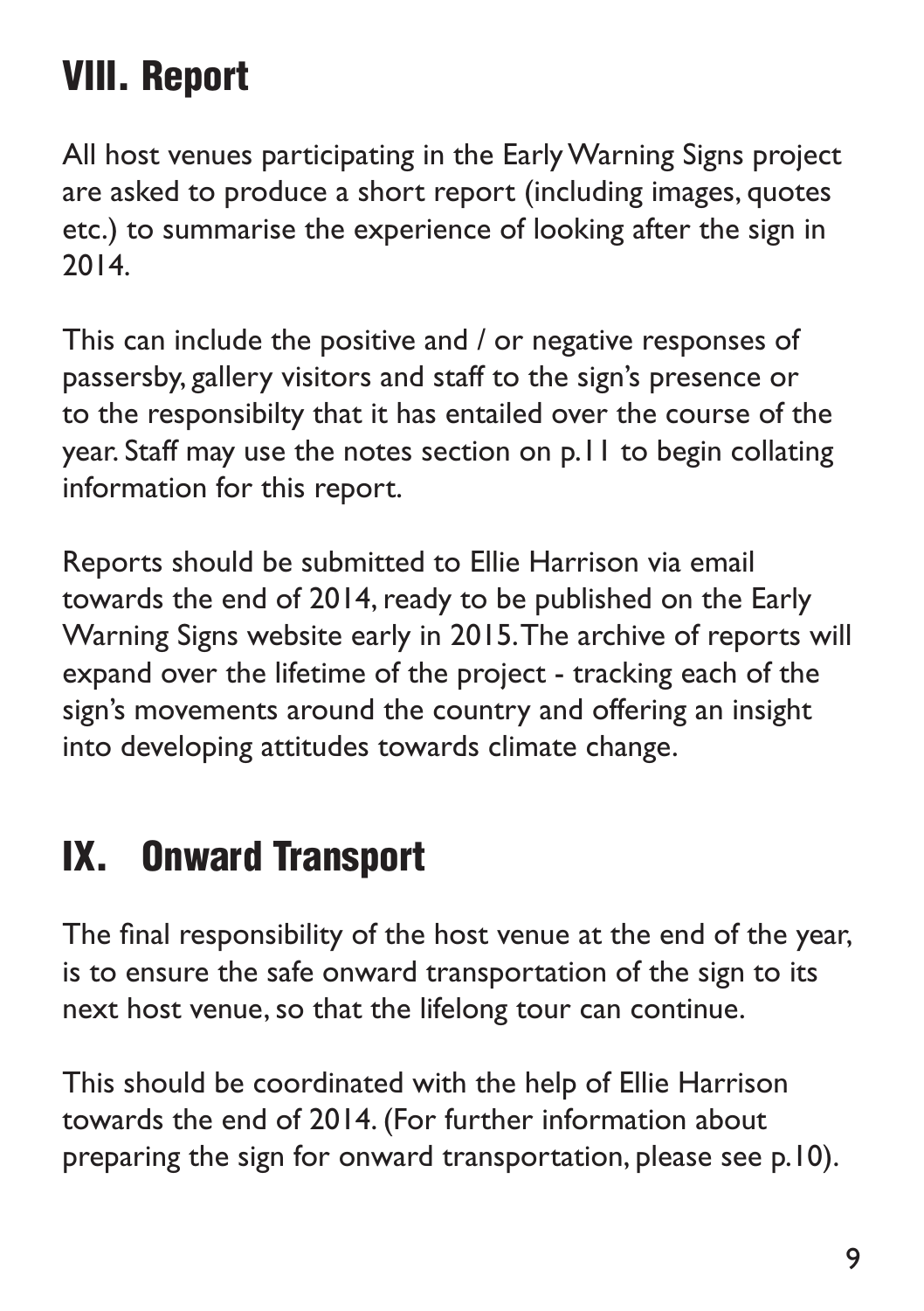## VIII. Report

All host venues participating in the Early Warning Signs project are asked to produce a short report (including images, quotes etc.) to summarise the experience of looking after the sign in 2014.

This can include the positive and / or negative responses of passersby, gallery visitors and staff to the sign's presence or to the responsibilty that it has entailed over the course of the year. Staff may use the notes section on p.11 to begin collating information for this report.

Reports should be submitted to Ellie Harrison via email towards the end of 2014, ready to be published on the Early Warning Signs website early in 2015. The archive of reports will expand over the lifetime of the project - tracking each of the sign's movements around the country and offering an insight into developing attitudes towards climate change.

## IX. Onward Transport

The final responsibility of the host venue at the end of the year, is to ensure the safe onward transportation of the sign to its next host venue, so that the lifelong tour can continue.

This should be coordinated with the help of Ellie Harrison towards the end of 2014. (For further information about preparing the sign for onward transportation, please see p.10).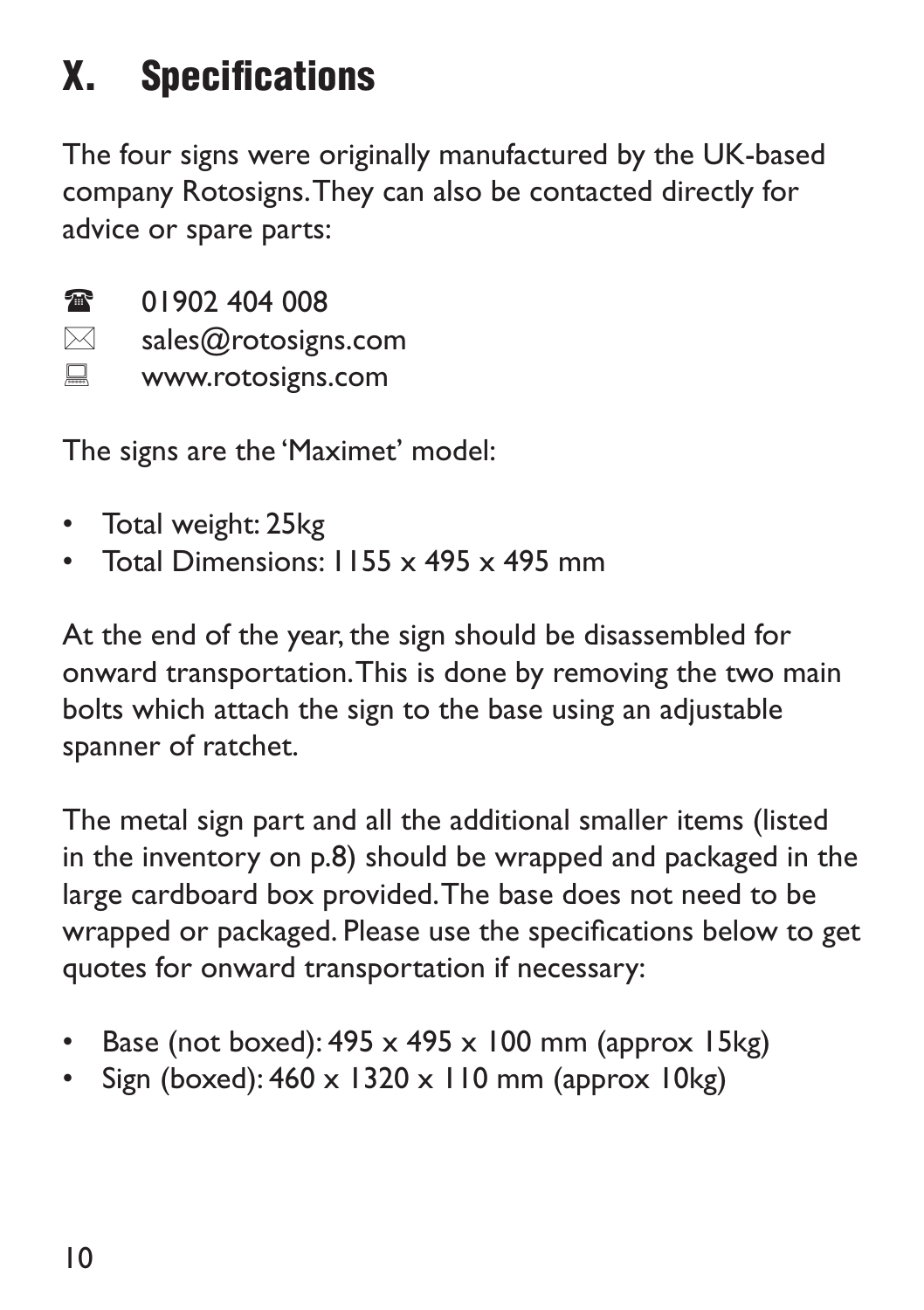# X. Specifications

The four signs were originally manufactured by the UK-based company Rotosigns. They can also be contacted directly for advice or spare parts:

☎ 01902 404 008
✉ sales@rotosigns.com
💻 www.rotosigns.com

The signs are the 'Maximet' model:

- Total weight: 25kg
- Total Dimensions: 1155 x 495 x 495 mm

At the end of the year, the sign should be disassembled for onward transportation. This is done by removing the two main bolts which attach the sign to the base using an adjustable spanner of ratchet.

The metal sign part and all the additional smaller items (listed in the inventory on p.8) should be wrapped and packaged in the large cardboard box provided. The base does not need to be wrapped or packaged. Please use the specifications below to get quotes for onward transportation if necessary:

- Base (not boxed): 495 x 495 x 100 mm (approx 15kg)
- Sign (boxed): 460 x 1320 x 110 mm (approx 10kg)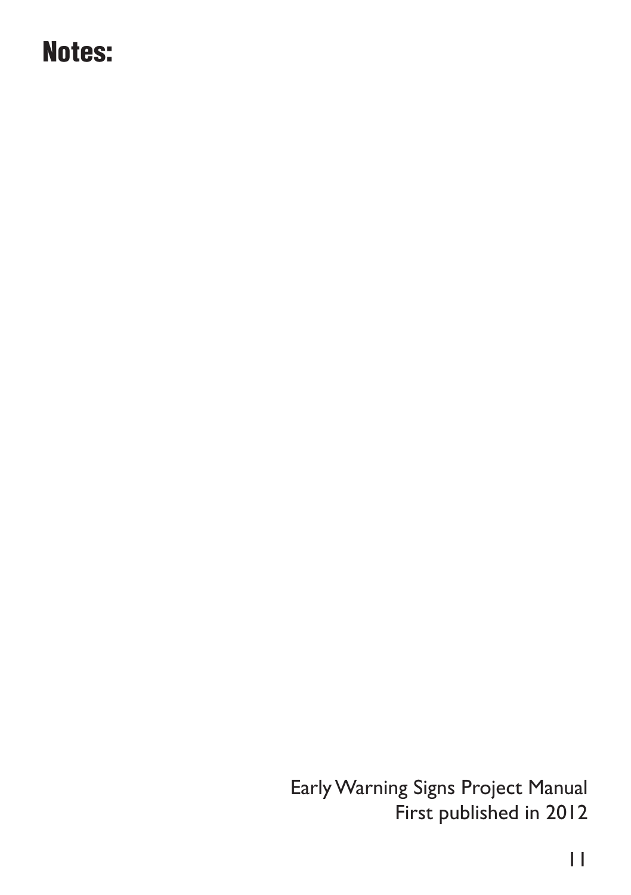# Notes:

Early Warning Signs Project Manual
First published in 2012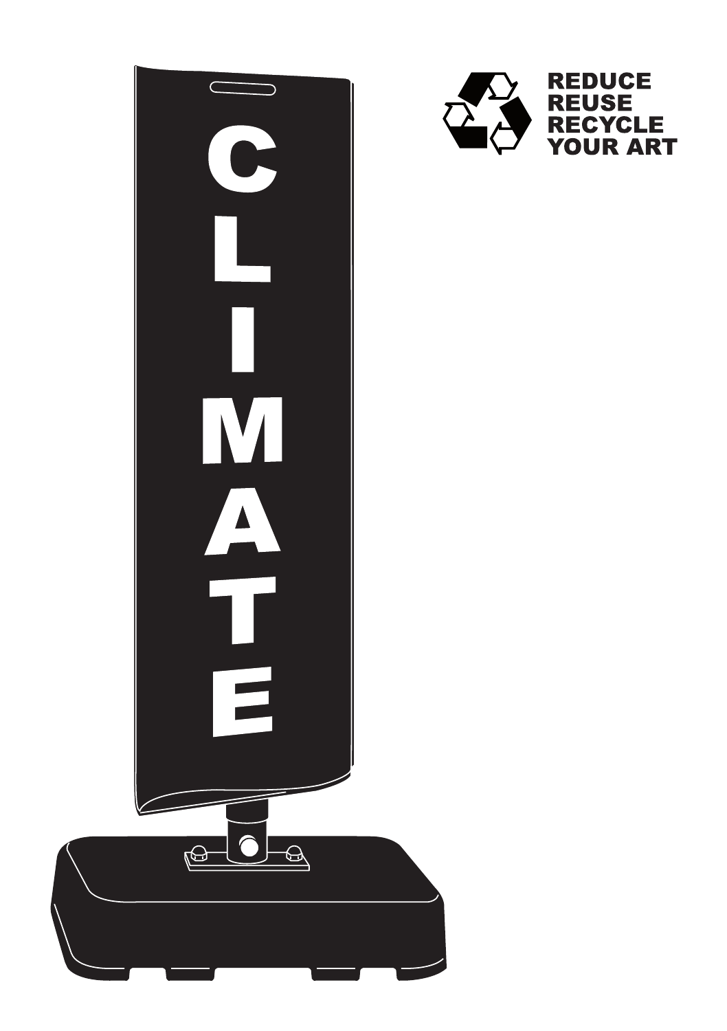CLIMATE

REDUCE
REUSE
RECYCLE
YOUR ART